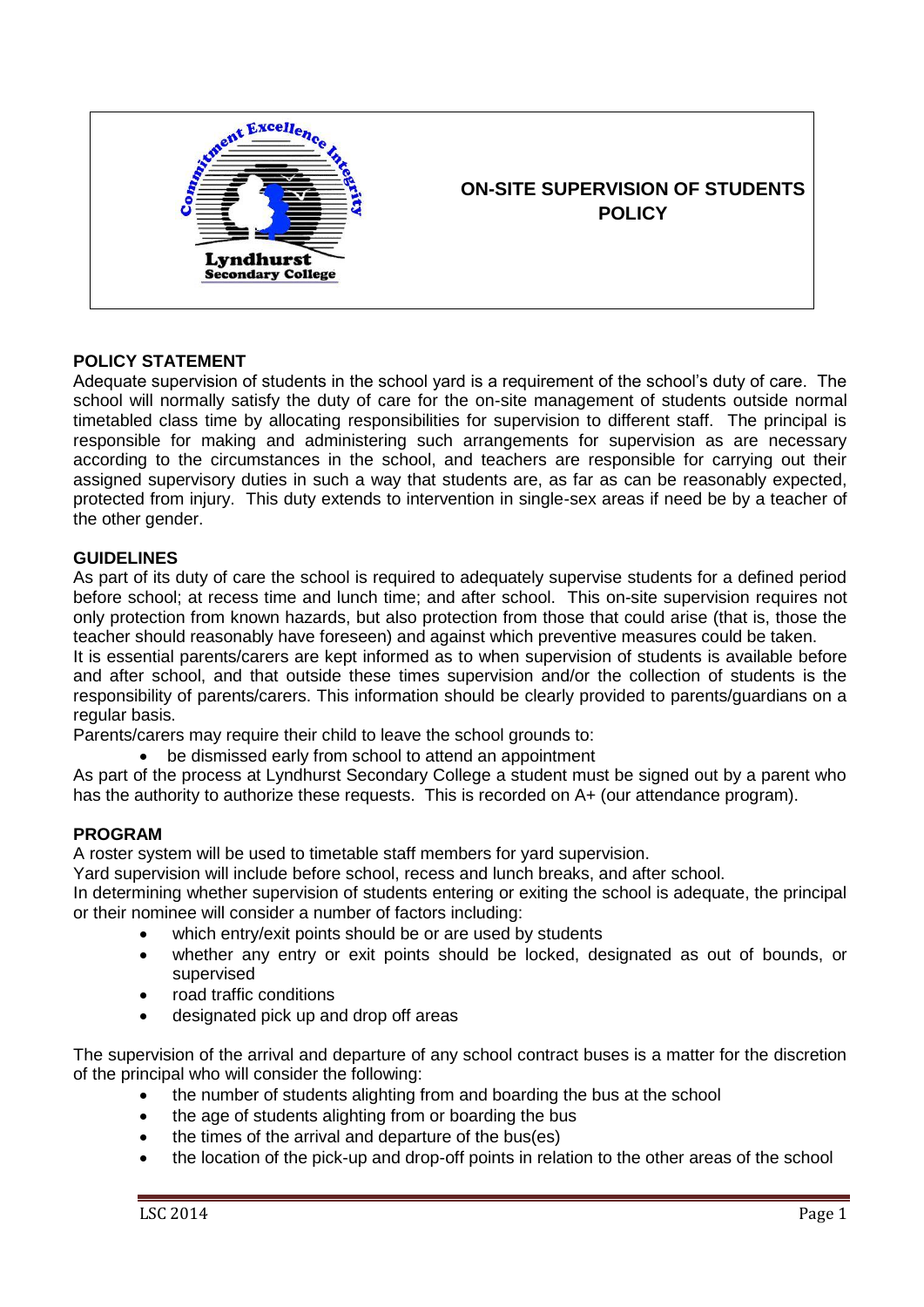# ON-SITE SUPERVISION OF STUDENTS POLICY

## POLICY STATEMENT

Adequate supervision of students in the school yard is a requirement of the school's duty of care. The school will normally satisfy the duty of care for the on-site management of students outside normal timetabled class time by allocating responsibilities for supervision to different staff. The principal is responsible for making and administering such arrangements for supervision as are necessary according to the circumstances in the school, and teachers are responsible for carrying out their assigned supervisory duties in such a way that students are, as far as can be reasonably expected, protected from injury. This duty extends to intervention in single-sex areas if need be by a teacher of the other gender.

## GUIDELINES

As part of its duty of care the school is required to adequately supervise students for a defined period before school; at recess time and lunch time; and after school. This on-site supervision requires not only protection from known hazards, but also protection from those that could arise (that is, those the teacher should reasonably have foreseen) and against which preventive measures could be taken.

It is essential parents/carers are kept informed as to when supervision of students is available before and after school, and that outside these times supervision and/or the collection of students is the responsibility of parents/carers. This information should be clearly provided to parents/guardians on a regular basis.

Parents/carers may require their child to leave the school grounds to:

- be dismissed early from school to attend an appointment

As part of the process at Lyndhurst Secondary College a student must be signed out by a parent who has the authority to authorize these requests. This is recorded on A+ (our attendance program).

## PROGRAM

A roster system will be used to timetable staff members for yard supervision.

Yard supervision will include before school, recess and lunch breaks, and after school.

In determining whether supervision of students entering or exiting the school is adequate, the principal or their nominee will consider a number of factors including:

- which entry/exit points should be or are used by students
- whether any entry or exit points should be locked, designated as out of bounds, or supervised
- road traffic conditions
- designated pick up and drop off areas

The supervision of the arrival and departure of any school contract buses is a matter for the discretion of the principal who will consider the following:

- the number of students alighting from and boarding the bus at the school
- the age of students alighting from or boarding the bus
- the times of the arrival and departure of the bus(es)
- the location of the pick-up and drop-off points in relation to the other areas of the school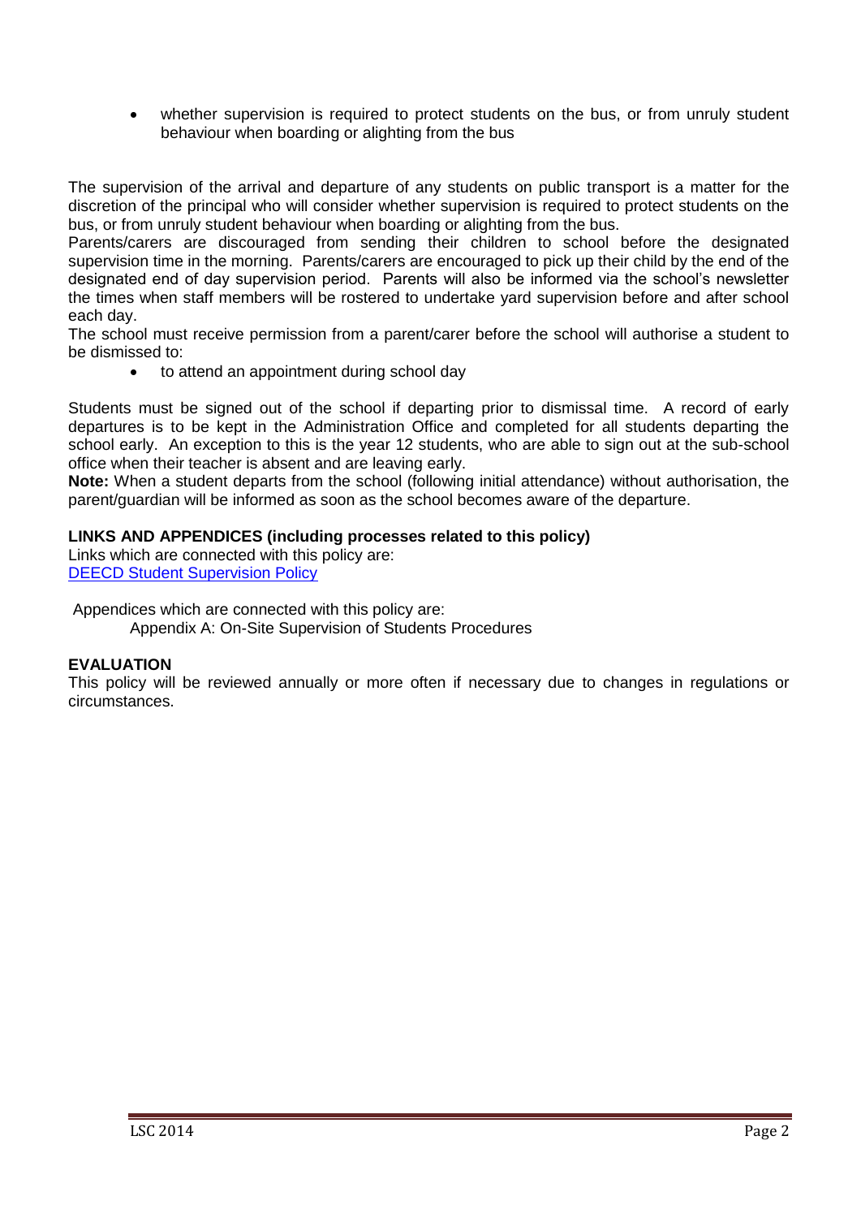- whether supervision is required to protect students on the bus, or from unruly student behaviour when boarding or alighting from the bus

The supervision of the arrival and departure of any students on public transport is a matter for the discretion of the principal who will consider whether supervision is required to protect students on the bus, or from unruly student behaviour when boarding or alighting from the bus.
Parents/carers are discouraged from sending their children to school before the designated supervision time in the morning. Parents/carers are encouraged to pick up their child by the end of the designated end of day supervision period. Parents will also be informed via the school's newsletter the times when staff members will be rostered to undertake yard supervision before and after school each day.
The school must receive permission from a parent/carer before the school will authorise a student to be dismissed to:

- to attend an appointment during school day

Students must be signed out of the school if departing prior to dismissal time. A record of early departures is to be kept in the Administration Office and completed for all students departing the school early. An exception to this is the year 12 students, who are able to sign out at the sub-school office when their teacher is absent and are leaving early.
**Note:** When a student departs from the school (following initial attendance) without authorisation, the parent/guardian will be informed as soon as the school becomes aware of the departure.

**LINKS AND APPENDICES (including processes related to this policy)**

Links which are connected with this policy are:
DEECD Student Supervision Policy

Appendices which are connected with this policy are:

Appendix A: On-Site Supervision of Students Procedures

**EVALUATION**

This policy will be reviewed annually or more often if necessary due to changes in regulations or circumstances.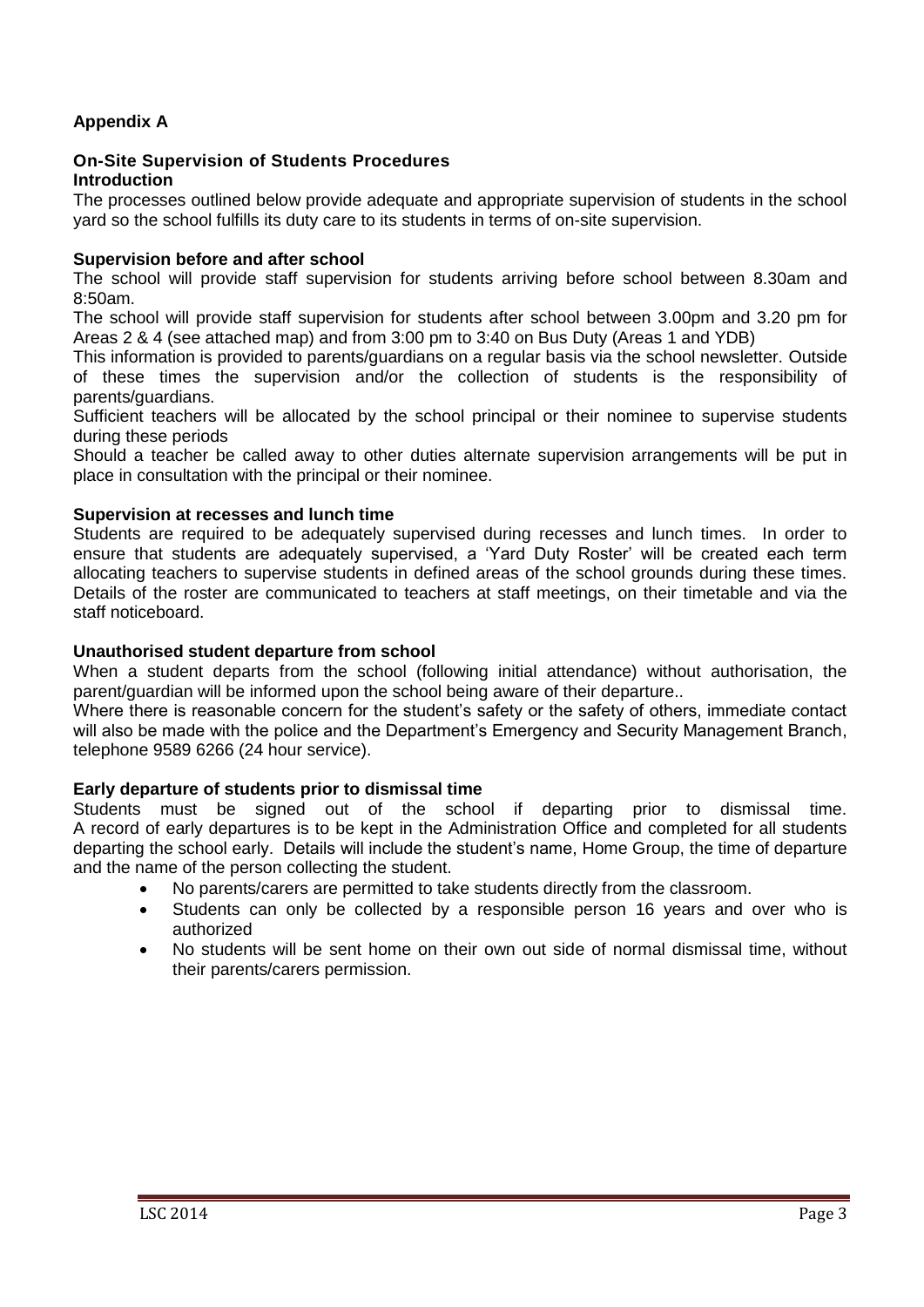## Appendix A

### On-Site Supervision of Students Procedures

#### Introduction

The processes outlined below provide adequate and appropriate supervision of students in the school yard so the school fulfills its duty care to its students in terms of on-site supervision.

#### Supervision before and after school

The school will provide staff supervision for students arriving before school between 8.30am and 8:50am.

The school will provide staff supervision for students after school between 3.00pm and 3.20 pm for Areas 2 & 4 (see attached map) and from 3:00 pm to 3:40 on Bus Duty (Areas 1 and YDB)

This information is provided to parents/guardians on a regular basis via the school newsletter. Outside of these times the supervision and/or the collection of students is the responsibility of parents/guardians.

Sufficient teachers will be allocated by the school principal or their nominee to supervise students during these periods

Should a teacher be called away to other duties alternate supervision arrangements will be put in place in consultation with the principal or their nominee.

#### Supervision at recesses and lunch time

Students are required to be adequately supervised during recesses and lunch times. In order to ensure that students are adequately supervised, a 'Yard Duty Roster' will be created each term allocating teachers to supervise students in defined areas of the school grounds during these times. Details of the roster are communicated to teachers at staff meetings, on their timetable and via the staff noticeboard.

#### Unauthorised student departure from school

When a student departs from the school (following initial attendance) without authorisation, the parent/guardian will be informed upon the school being aware of their departure..

Where there is reasonable concern for the student's safety or the safety of others, immediate contact will also be made with the police and the Department's Emergency and Security Management Branch, telephone 9589 6266 (24 hour service).

#### Early departure of students prior to dismissal time

Students must be signed out of the school if departing prior to dismissal time. A record of early departures is to be kept in the Administration Office and completed for all students departing the school early. Details will include the student's name, Home Group, the time of departure and the name of the person collecting the student.

- No parents/carers are permitted to take students directly from the classroom.
- Students can only be collected by a responsible person 16 years and over who is authorized
- No students will be sent home on their own out side of normal dismissal time, without their parents/carers permission.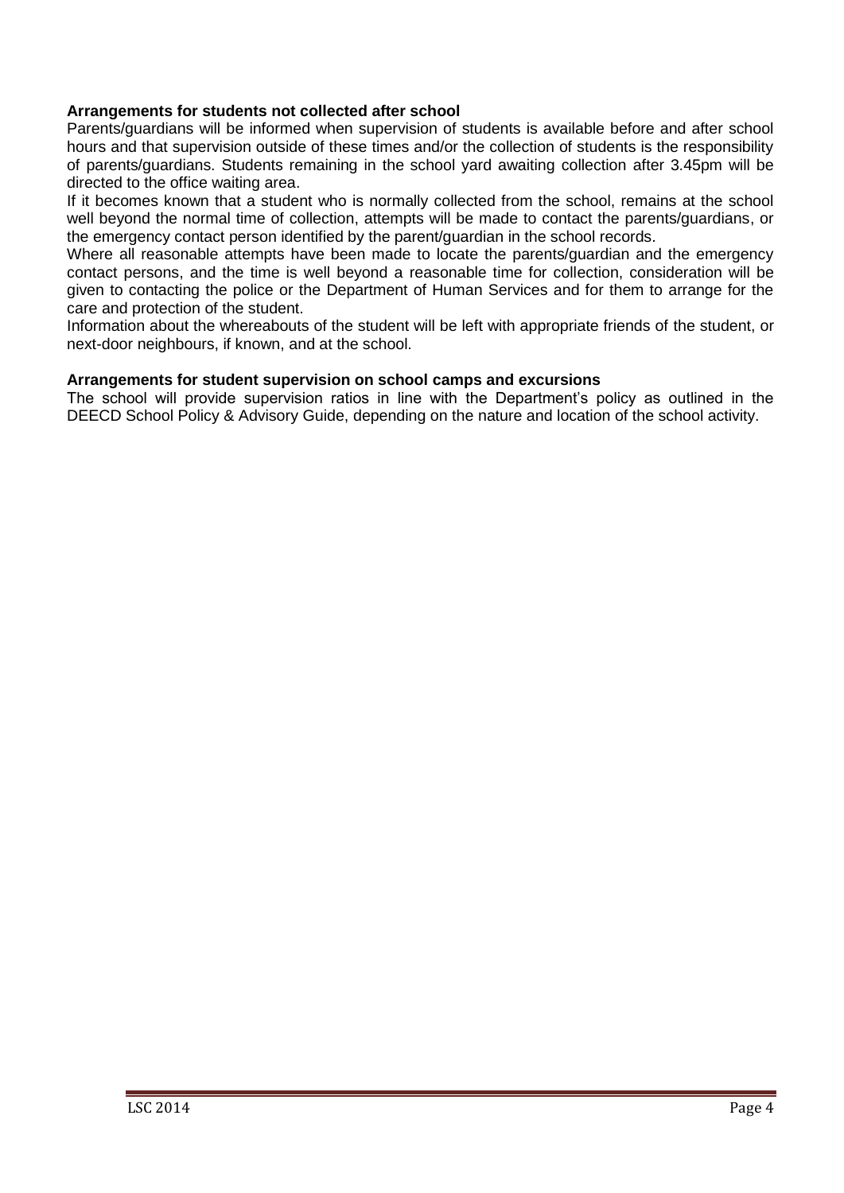**Arrangements for students not collected after school**

Parents/guardians will be informed when supervision of students is available before and after school hours and that supervision outside of these times and/or the collection of students is the responsibility of parents/guardians. Students remaining in the school yard awaiting collection after 3.45pm will be directed to the office waiting area.

If it becomes known that a student who is normally collected from the school, remains at the school well beyond the normal time of collection, attempts will be made to contact the parents/guardians, or the emergency contact person identified by the parent/guardian in the school records.

Where all reasonable attempts have been made to locate the parents/guardian and the emergency contact persons, and the time is well beyond a reasonable time for collection, consideration will be given to contacting the police or the Department of Human Services and for them to arrange for the care and protection of the student.

Information about the whereabouts of the student will be left with appropriate friends of the student, or next-door neighbours, if known, and at the school.

**Arrangements for student supervision on school camps and excursions**

The school will provide supervision ratios in line with the Department's policy as outlined in the DEECD School Policy & Advisory Guide, depending on the nature and location of the school activity.